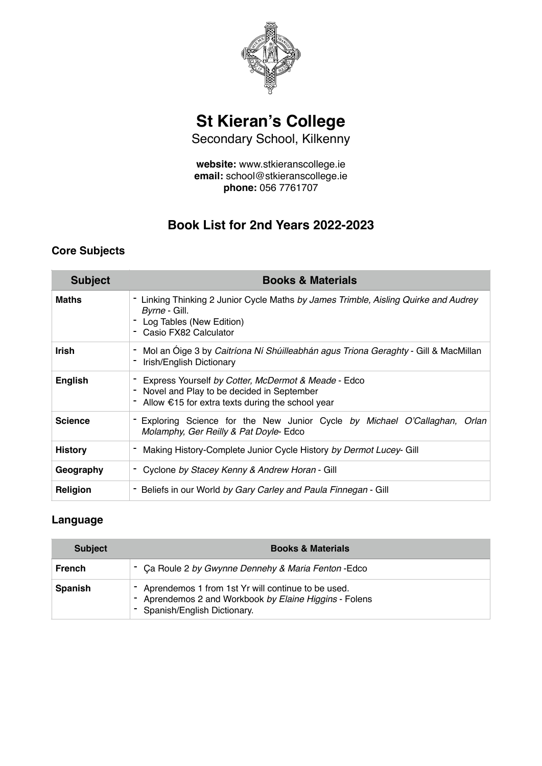# St Kieran's College

Secondary School, Kilkenny

**website:** www.stkieranscollege.ie
**email:** school@stkieranscollege.ie
**phone:** 056 7761707

## Book List for 2nd Years 2022-2023

### Core Subjects

| Subject | Books & Materials |
| --- | --- |
| **Maths** | - Linking Thinking 2 Junior Cycle Maths *by James Trimble, Aisling Quirke and Audrey Byrne* - Gill.<br>- Log Tables (New Edition)<br>- Casio FX82 Calculator |
| **Irish** | - Mol an Óige 3 by *Caitríona Ní Shúilleabhán agus Triona Geraghty* - Gill & MacMillan<br>- Irish/English Dictionary |
| **English** | - Express Yourself *by Cotter, McDermot & Meade* - Edco<br>- Novel and Play to be decided in September<br>- Allow €15 for extra texts during the school year |
| **Science** | - Exploring Science for the New Junior Cycle *by Michael O'Callaghan, Orlan Molamphy, Ger Reilly & Pat Doyle*- Edco |
| **History** | - Making History-Complete Junior Cycle History *by Dermot Lucey*- Gill |
| **Geography** | - Cyclone *by Stacey Kenny & Andrew Horan* - Gill |
| **Religion** | - Beliefs in our World *by Gary Carley and Paula Finnegan* - Gill |

### Language

| Subject | Books & Materials |
| --- | --- |
| **French** | - Ça Roule 2 *by Gwynne Dennehy & Maria Fenton* -Edco |
| **Spanish** | - Aprendemos 1 from 1st Yr will continue to be used.<br>- Aprendemos 2 and Workbook *by Elaine Higgins* - Folens<br>- Spanish/English Dictionary. |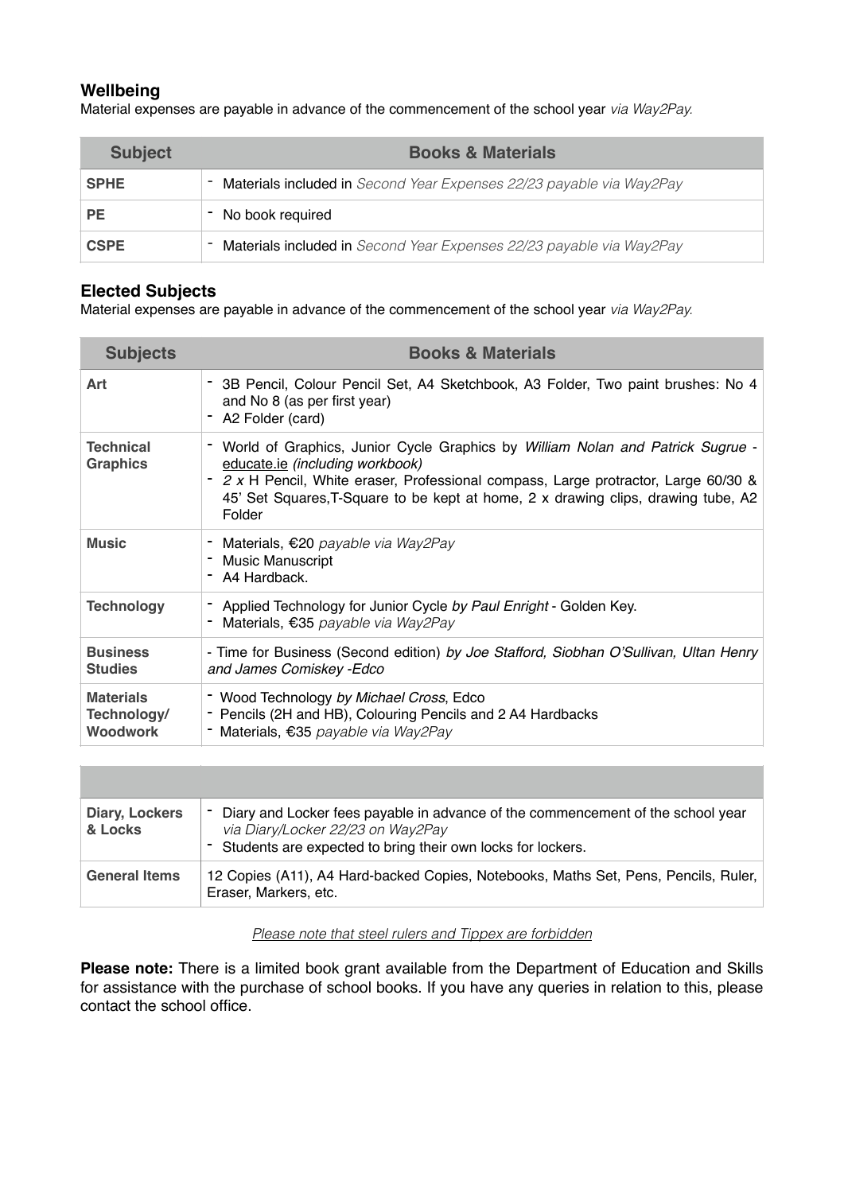### Wellbeing

Material expenses are payable in advance of the commencement of the school year *via Way2Pay.*

| Subject | Books & Materials |
|---|---|
| **SPHE** | - Materials included in *Second Year Expenses 22/23 payable via Way2Pay* |
| **PE** | - No book required |
| **CSPE** | - Materials included in *Second Year Expenses 22/23 payable via Way2Pay* |

### Elected Subjects

Material expenses are payable in advance of the commencement of the school year *via Way2Pay.*

| Subjects | Books & Materials |
|---|---|
| **Art** | - 3B Pencil, Colour Pencil Set, A4 Sketchbook, A3 Folder, Two paint brushes: No 4 and No 8 (as per first year)<br>- A2 Folder (card) |
| **Technical Graphics** | - World of Graphics, Junior Cycle Graphics by *William Nolan and Patrick Sugrue* - educate.ie *(including workbook)*<br>- *2 x* H Pencil, White eraser, Professional compass, Large protractor, Large 60/30 & 45' Set Squares,T-Square to be kept at home, 2 x drawing clips, drawing tube, A2 Folder |
| **Music** | - Materials, €20 *payable via Way2Pay*<br>- Music Manuscript<br>- A4 Hardback. |
| **Technology** | - Applied Technology for Junior Cycle *by Paul Enright* - Golden Key.<br>- Materials, €35 *payable via Way2Pay* |
| **Business Studies** | - Time for Business (Second edition) *by Joe Stafford, Siobhan O'Sullivan, Ultan Henry and James Comiskey -Edco* |
| **Materials Technology/ Woodwork** | - Wood Technology *by Michael Cross*, Edco<br>- Pencils (2H and HB), Colouring Pencils and 2 A4 Hardbacks<br>- Materials, €35 *payable via Way2Pay* |

| | |
|---|---|
| **Diary, Lockers & Locks** | - Diary and Locker fees payable in advance of the commencement of the school year *via Diary/Locker 22/23 on Way2Pay*<br>- Students are expected to bring their own locks for lockers. |
| **General Items** | 12 Copies (A11), A4 Hard-backed Copies, Notebooks, Maths Set, Pens, Pencils, Ruler, Eraser, Markers, etc. |

*Please note that steel rulers and Tippex are forbidden*

**Please note:** There is a limited book grant available from the Department of Education and Skills for assistance with the purchase of school books. If you have any queries in relation to this, please contact the school office.